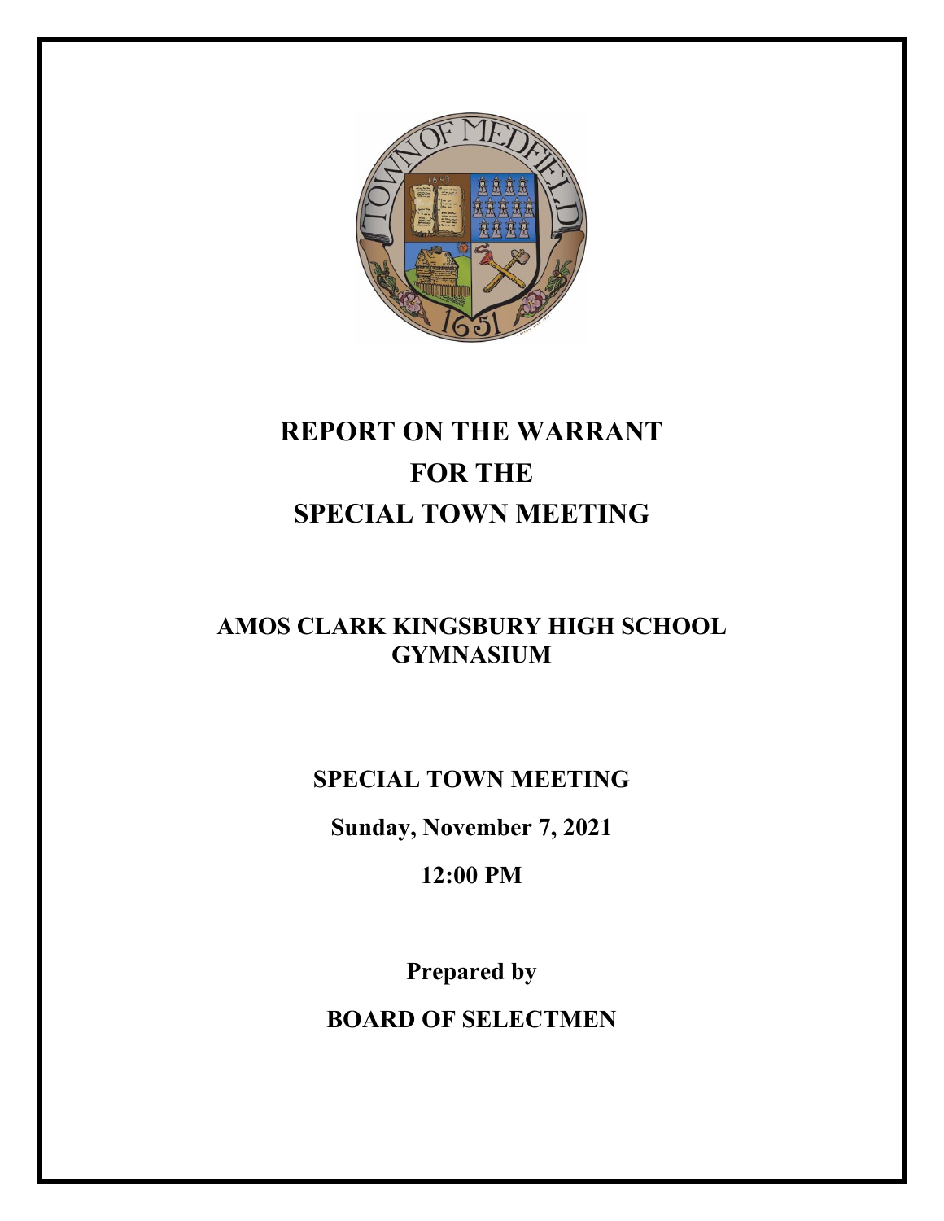# REPORT ON THE WARRANT
# FOR THE
# SPECIAL TOWN MEETING

## AMOS CLARK KINGSBURY HIGH SCHOOL GYMNASIUM

**SPECIAL TOWN MEETING**

**Sunday, November 7, 2021**

**12:00 PM**

**Prepared by**

**BOARD OF SELECTMEN**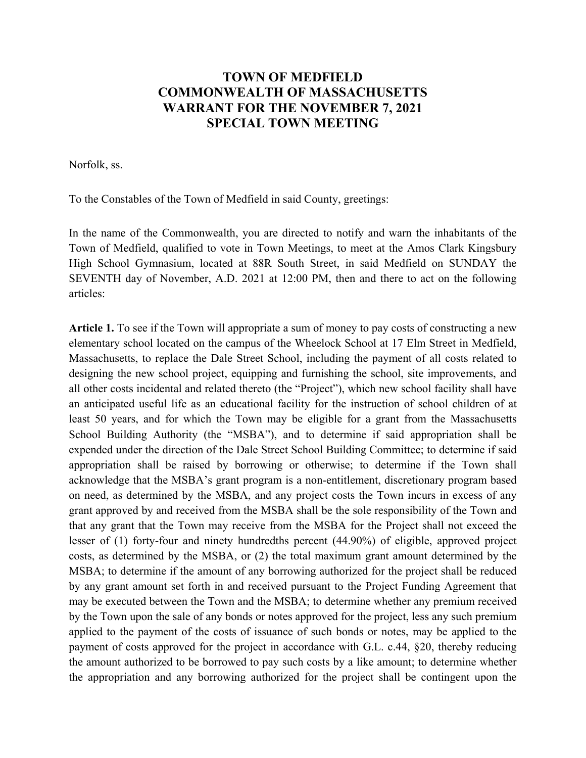# TOWN OF MEDFIELD
# COMMONWEALTH OF MASSACHUSETTS
# WARRANT FOR THE NOVEMBER 7, 2021
# SPECIAL TOWN MEETING

Norfolk, ss.

To the Constables of the Town of Medfield in said County, greetings:

In the name of the Commonwealth, you are directed to notify and warn the inhabitants of the Town of Medfield, qualified to vote in Town Meetings, to meet at the Amos Clark Kingsbury High School Gymnasium, located at 88R South Street, in said Medfield on SUNDAY the SEVENTH day of November, A.D. 2021 at 12:00 PM, then and there to act on the following articles:

**Article 1.** To see if the Town will appropriate a sum of money to pay costs of constructing a new elementary school located on the campus of the Wheelock School at 17 Elm Street in Medfield, Massachusetts, to replace the Dale Street School, including the payment of all costs related to designing the new school project, equipping and furnishing the school, site improvements, and all other costs incidental and related thereto (the "Project"), which new school facility shall have an anticipated useful life as an educational facility for the instruction of school children of at least 50 years, and for which the Town may be eligible for a grant from the Massachusetts School Building Authority (the "MSBA"), and to determine if said appropriation shall be expended under the direction of the Dale Street School Building Committee; to determine if said appropriation shall be raised by borrowing or otherwise; to determine if the Town shall acknowledge that the MSBA's grant program is a non-entitlement, discretionary program based on need, as determined by the MSBA, and any project costs the Town incurs in excess of any grant approved by and received from the MSBA shall be the sole responsibility of the Town and that any grant that the Town may receive from the MSBA for the Project shall not exceed the lesser of (1) forty-four and ninety hundredths percent (44.90%) of eligible, approved project costs, as determined by the MSBA, or (2) the total maximum grant amount determined by the MSBA; to determine if the amount of any borrowing authorized for the project shall be reduced by any grant amount set forth in and received pursuant to the Project Funding Agreement that may be executed between the Town and the MSBA; to determine whether any premium received by the Town upon the sale of any bonds or notes approved for the project, less any such premium applied to the payment of the costs of issuance of such bonds or notes, may be applied to the payment of costs approved for the project in accordance with G.L. c.44, §20, thereby reducing the amount authorized to be borrowed to pay such costs by a like amount; to determine whether the appropriation and any borrowing authorized for the project shall be contingent upon the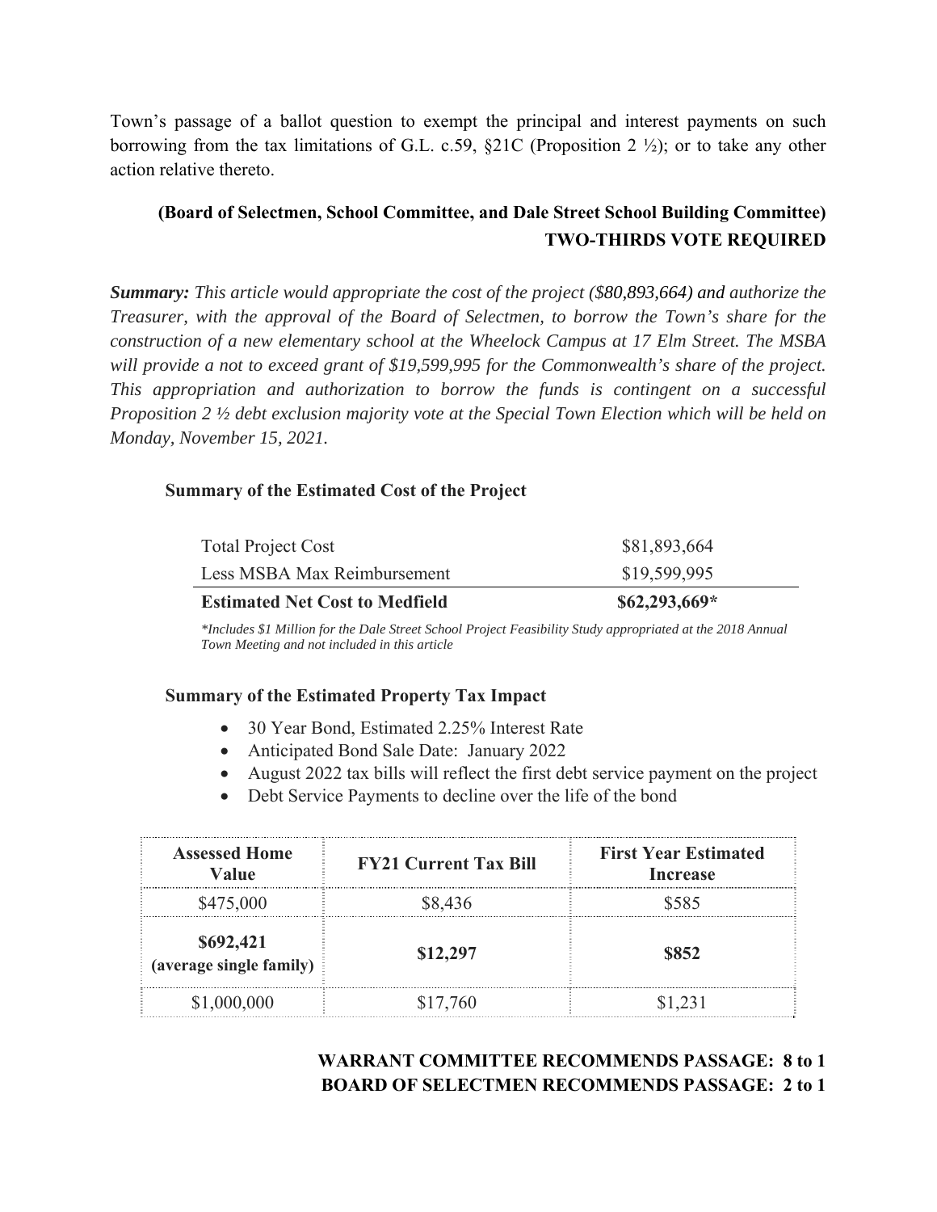Town's passage of a ballot question to exempt the principal and interest payments on such borrowing from the tax limitations of G.L. c.59, §21C (Proposition 2 ½); or to take any other action relative thereto.

**(Board of Selectmen, School Committee, and Dale Street School Building Committee)**
**TWO-THIRDS VOTE REQUIRED**

***Summary:*** *This article would appropriate the cost of the project ($80,893,664) and authorize the Treasurer, with the approval of the Board of Selectmen, to borrow the Town's share for the construction of a new elementary school at the Wheelock Campus at 17 Elm Street. The MSBA will provide a not to exceed grant of $19,599,995 for the Commonwealth's share of the project. This appropriation and authorization to borrow the funds is contingent on a successful Proposition 2 ½ debt exclusion majority vote at the Special Town Election which will be held on Monday, November 15, 2021.*

**Summary of the Estimated Cost of the Project**

| | |
|---|---|
| Total Project Cost | $81,893,664 |
| Less MSBA Max Reimbursement | $19,599,995 |
| **Estimated Net Cost to Medfield** | **$62,293,669*** |

*\*Includes $1 Million for the Dale Street School Project Feasibility Study appropriated at the 2018 Annual Town Meeting and not included in this article*

**Summary of the Estimated Property Tax Impact**

- 30 Year Bond, Estimated 2.25% Interest Rate
- Anticipated Bond Sale Date: January 2022
- August 2022 tax bills will reflect the first debt service payment on the project
- Debt Service Payments to decline over the life of the bond

| Assessed Home Value | FY21 Current Tax Bill | First Year Estimated Increase |
|---|---|---|
| $475,000 | $8,436 | $585 |
| **$692,421 (average single family)** | **$12,297** | **$852** |
| $1,000,000 | $17,760 | $1,231 |

**WARRANT COMMITTEE RECOMMENDS PASSAGE: 8 to 1**
**BOARD OF SELECTMEN RECOMMENDS PASSAGE: 2 to 1**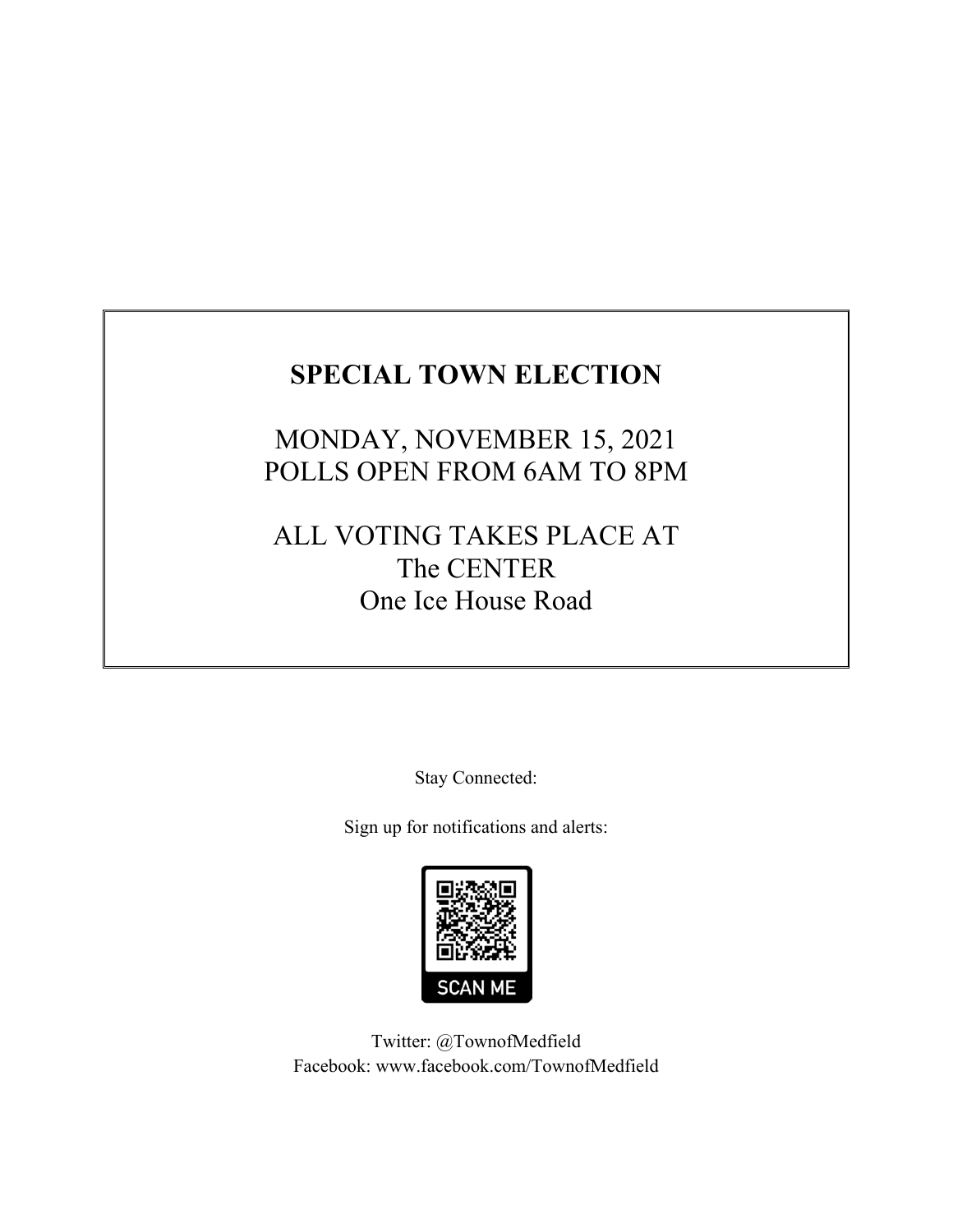**SPECIAL TOWN ELECTION**

MONDAY, NOVEMBER 15, 2021
POLLS OPEN FROM 6AM TO 8PM

ALL VOTING TAKES PLACE AT
The CENTER
One Ice House Road

Stay Connected:

Sign up for notifications and alerts:

SCAN ME

Twitter: @TownofMedfield
Facebook: www.facebook.com/TownofMedfield